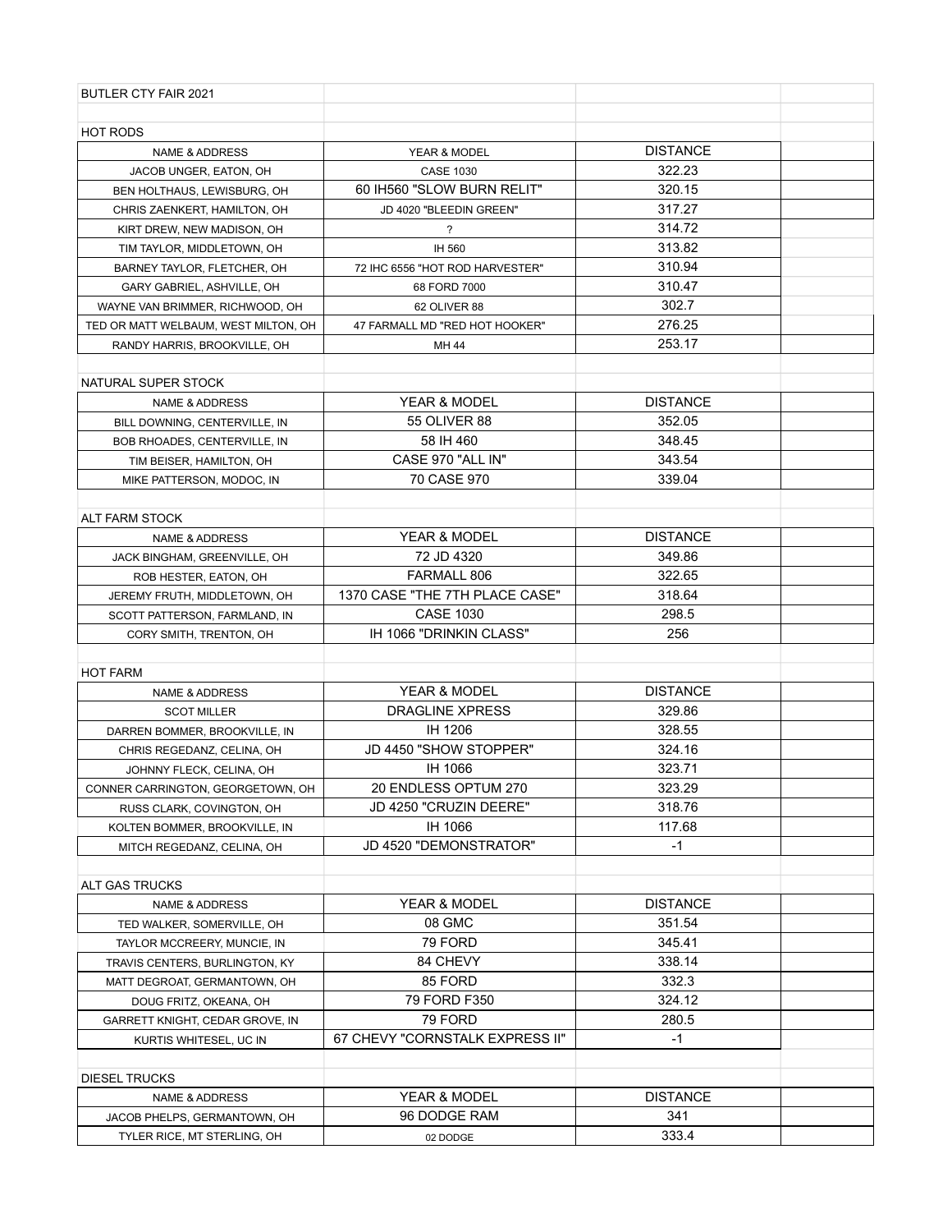BUTLER CTY FAIR 2021

HOT RODS

| NAME & ADDRESS | YEAR & MODEL | DISTANCE | |
|---|---|---|---|
| JACOB UNGER, EATON, OH | CASE 1030 | 322.23 | |
| BEN HOLTHAUS, LEWISBURG, OH | 60 IH560 "SLOW BURN RELIT" | 320.15 | |
| CHRIS ZAENKERT, HAMILTON, OH | JD 4020 "BLEEDIN GREEN" | 317.27 | |
| KIRT DREW, NEW MADISON, OH | ? | 314.72 | |
| TIM TAYLOR, MIDDLETOWN, OH | IH 560 | 313.82 | |
| BARNEY TAYLOR, FLETCHER, OH | 72 IHC 6556 "HOT ROD HARVESTER" | 310.94 | |
| GARY GABRIEL, ASHVILLE, OH | 68 FORD 7000 | 310.47 | |
| WAYNE VAN BRIMMER, RICHWOOD, OH | 62 OLIVER 88 | 302.7 | |
| TED OR MATT WELBAUM, WEST MILTON, OH | 47 FARMALL MD "RED HOT HOOKER" | 276.25 | |
| RANDY HARRIS, BROOKVILLE, OH | MH 44 | 253.17 | |

NATURAL SUPER STOCK

| NAME & ADDRESS | YEAR & MODEL | DISTANCE | |
|---|---|---|---|
| BILL DOWNING, CENTERVILLE, IN | 55 OLIVER 88 | 352.05 | |
| BOB RHOADES, CENTERVILLE, IN | 58 IH 460 | 348.45 | |
| TIM BEISER, HAMILTON, OH | CASE 970 "ALL IN" | 343.54 | |
| MIKE PATTERSON, MODOC, IN | 70 CASE 970 | 339.04 | |

ALT FARM STOCK

| NAME & ADDRESS | YEAR & MODEL | DISTANCE | |
|---|---|---|---|
| JACK BINGHAM, GREENVILLE, OH | 72 JD 4320 | 349.86 | |
| ROB HESTER, EATON, OH | FARMALL 806 | 322.65 | |
| JEREMY FRUTH, MIDDLETOWN, OH | 1370 CASE "THE 7TH PLACE CASE" | 318.64 | |
| SCOTT PATTERSON, FARMLAND, IN | CASE 1030 | 298.5 | |
| CORY SMITH, TRENTON, OH | IH 1066 "DRINKIN CLASS" | 256 | |

HOT FARM

| NAME & ADDRESS | YEAR & MODEL | DISTANCE | |
|---|---|---|---|
| SCOT MILLER | DRAGLINE XPRESS | 329.86 | |
| DARREN BOMMER, BROOKVILLE, IN | IH 1206 | 328.55 | |
| CHRIS REGEDANZ, CELINA, OH | JD 4450 "SHOW STOPPER" | 324.16 | |
| JOHNNY FLECK, CELINA, OH | IH 1066 | 323.71 | |
| CONNER CARRINGTON, GEORGETOWN, OH | 20 ENDLESS OPTUM 270 | 323.29 | |
| RUSS CLARK, COVINGTON, OH | JD 4250 "CRUZIN DEERE" | 318.76 | |
| KOLTEN BOMMER, BROOKVILLE, IN | IH 1066 | 117.68 | |
| MITCH REGEDANZ, CELINA, OH | JD 4520 "DEMONSTRATOR" | -1 | |

ALT GAS TRUCKS

| NAME & ADDRESS | YEAR & MODEL | DISTANCE | |
|---|---|---|---|
| TED WALKER, SOMERVILLE, OH | 08 GMC | 351.54 | |
| TAYLOR MCCREERY, MUNCIE, IN | 79 FORD | 345.41 | |
| TRAVIS CENTERS, BURLINGTON, KY | 84 CHEVY | 338.14 | |
| MATT DEGROAT, GERMANTOWN, OH | 85 FORD | 332.3 | |
| DOUG FRITZ, OKEANA, OH | 79 FORD F350 | 324.12 | |
| GARRETT KNIGHT, CEDAR GROVE, IN | 79 FORD | 280.5 | |
| KURTIS WHITESEL, UC IN | 67 CHEVY "CORNSTALK EXPRESS II" | -1 | |

DIESEL TRUCKS

| NAME & ADDRESS | YEAR & MODEL | DISTANCE | |
|---|---|---|---|
| JACOB PHELPS, GERMANTOWN, OH | 96 DODGE RAM | 341 | |
| TYLER RICE, MT STERLING, OH | 02 DODGE | 333.4 | |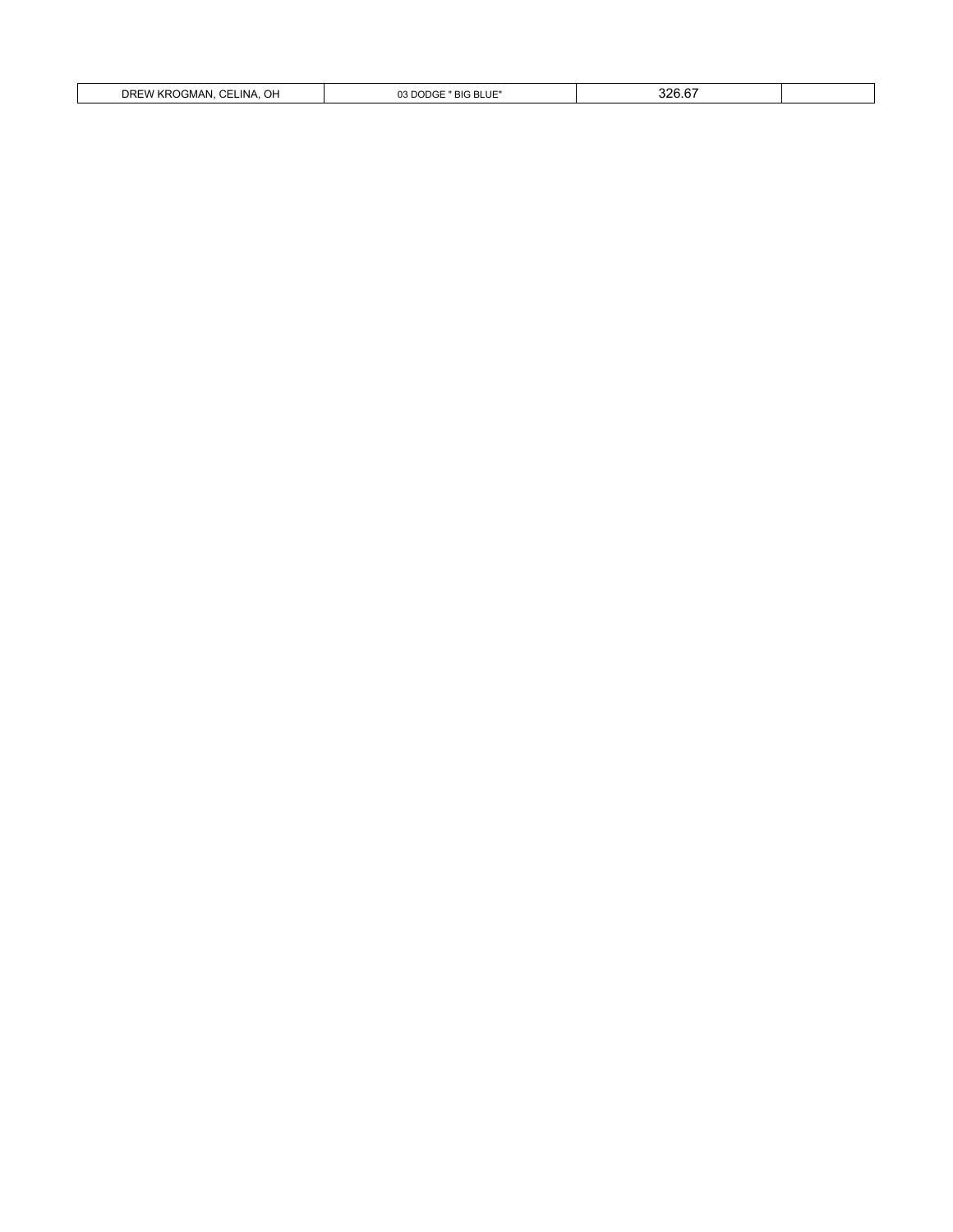| | | | |
|---|---|---|---|
| DREW KROGMAN, CELINA, OH | 03 DODGE " BIG BLUE" | 326.67 | |